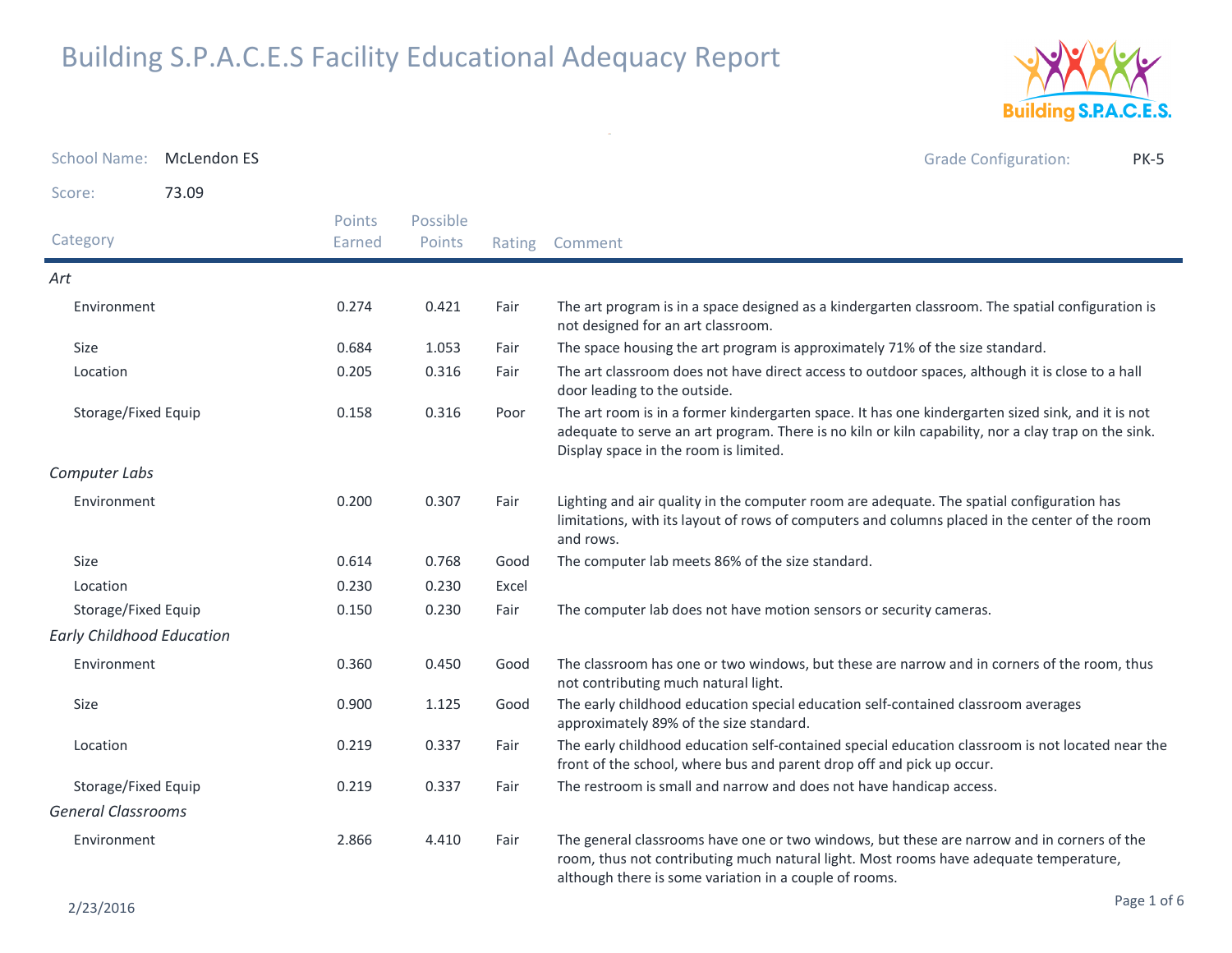# Building S.P.A.C.E.S Facility Educational Adequacy Report

**School Name:** McLendon ES

**Grade Configuration:** PK-5

**Score:** 73.09

| Category | Points Earned | Possible Points | Rating | Comment |
|---|---|---|---|---|
| ***Art*** | | | | |
| Environment | 0.274 | 0.421 | Fair | The art program is in a space designed as a kindergarten classroom. The spatial configuration is not designed for an art classroom. |
| Size | 0.684 | 1.053 | Fair | The space housing the art program is approximately 71% of the size standard. |
| Location | 0.205 | 0.316 | Fair | The art classroom does not have direct access to outdoor spaces, although it is close to a hall door leading to the outside. |
| Storage/Fixed Equip | 0.158 | 0.316 | Poor | The art room is in a former kindergarten space. It has one kindergarten sized sink, and it is not adequate to serve an art program. There is no kiln or kiln capability, nor a clay trap on the sink. Display space in the room is limited. |
| ***Computer Labs*** | | | | |
| Environment | 0.200 | 0.307 | Fair | Lighting and air quality in the computer room are adequate. The spatial configuration has limitations, with its layout of rows of computers and columns placed in the center of the room and rows. |
| Size | 0.614 | 0.768 | Good | The computer lab meets 86% of the size standard. |
| Location | 0.230 | 0.230 | Excel | |
| Storage/Fixed Equip | 0.150 | 0.230 | Fair | The computer lab does not have motion sensors or security cameras. |
| ***Early Childhood Education*** | | | | |
| Environment | 0.360 | 0.450 | Good | The classroom has one or two windows, but these are narrow and in corners of the room, thus not contributing much natural light. |
| Size | 0.900 | 1.125 | Good | The early childhood education special education self-contained classroom averages approximately 89% of the size standard. |
| Location | 0.219 | 0.337 | Fair | The early childhood education self-contained special education classroom is not located near the front of the school, where bus and parent drop off and pick up occur. |
| Storage/Fixed Equip | 0.219 | 0.337 | Fair | The restroom is small and narrow and does not have handicap access. |
| ***General Classrooms*** | | | | |
| Environment | 2.866 | 4.410 | Fair | The general classrooms have one or two windows, but these are narrow and in corners of the room, thus not contributing much natural light. Most rooms have adequate temperature, although there is some variation in a couple of rooms. |

2/23/2016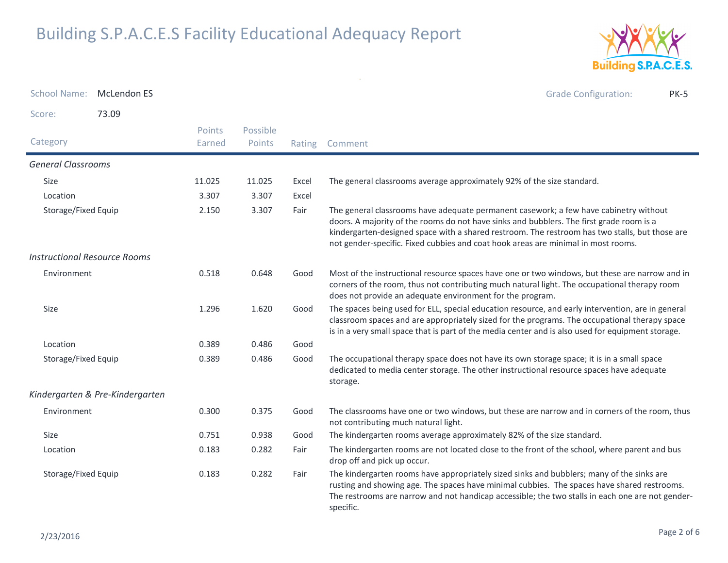# Building S.P.A.C.E.S Facility Educational Adequacy Report

School Name: McLendon ES

Grade Configuration: PK-5

Score: 73.09

| Category | Points Earned | Possible Points | Rating | Comment |
|---|---|---|---|---|
| *General Classrooms* | | | | |
| Size | 11.025 | 11.025 | Excel | The general classrooms average approximately 92% of the size standard. |
| Location | 3.307 | 3.307 | Excel | |
| Storage/Fixed Equip | 2.150 | 3.307 | Fair | The general classrooms have adequate permanent casework; a few have cabinetry without doors. A majority of the rooms do not have sinks and bubblers. The first grade room is a kindergarten-designed space with a shared restroom. The restroom has two stalls, but those are not gender-specific. Fixed cubbies and coat hook areas are minimal in most rooms. |
| *Instructional Resource Rooms* | | | | |
| Environment | 0.518 | 0.648 | Good | Most of the instructional resource spaces have one or two windows, but these are narrow and in corners of the room, thus not contributing much natural light. The occupational therapy room does not provide an adequate environment for the program. |
| Size | 1.296 | 1.620 | Good | The spaces being used for ELL, special education resource, and early intervention, are in general classroom spaces and are appropriately sized for the programs. The occupational therapy space is in a very small space that is part of the media center and is also used for equipment storage. |
| Location | 0.389 | 0.486 | Good | |
| Storage/Fixed Equip | 0.389 | 0.486 | Good | The occupational therapy space does not have its own storage space; it is in a small space dedicated to media center storage. The other instructional resource spaces have adequate storage. |
| *Kindergarten & Pre-Kindergarten* | | | | |
| Environment | 0.300 | 0.375 | Good | The classrooms have one or two windows, but these are narrow and in corners of the room, thus not contributing much natural light. |
| Size | 0.751 | 0.938 | Good | The kindergarten rooms average approximately 82% of the size standard. |
| Location | 0.183 | 0.282 | Fair | The kindergarten rooms are not located close to the front of the school, where parent and bus drop off and pick up occur. |
| Storage/Fixed Equip | 0.183 | 0.282 | Fair | The kindergarten rooms have appropriately sized sinks and bubblers; many of the sinks are rusting and showing age. The spaces have minimal cubbies. The spaces have shared restrooms. The restrooms are narrow and not handicap accessible; the two stalls in each one are not gender-specific. |

2/23/2016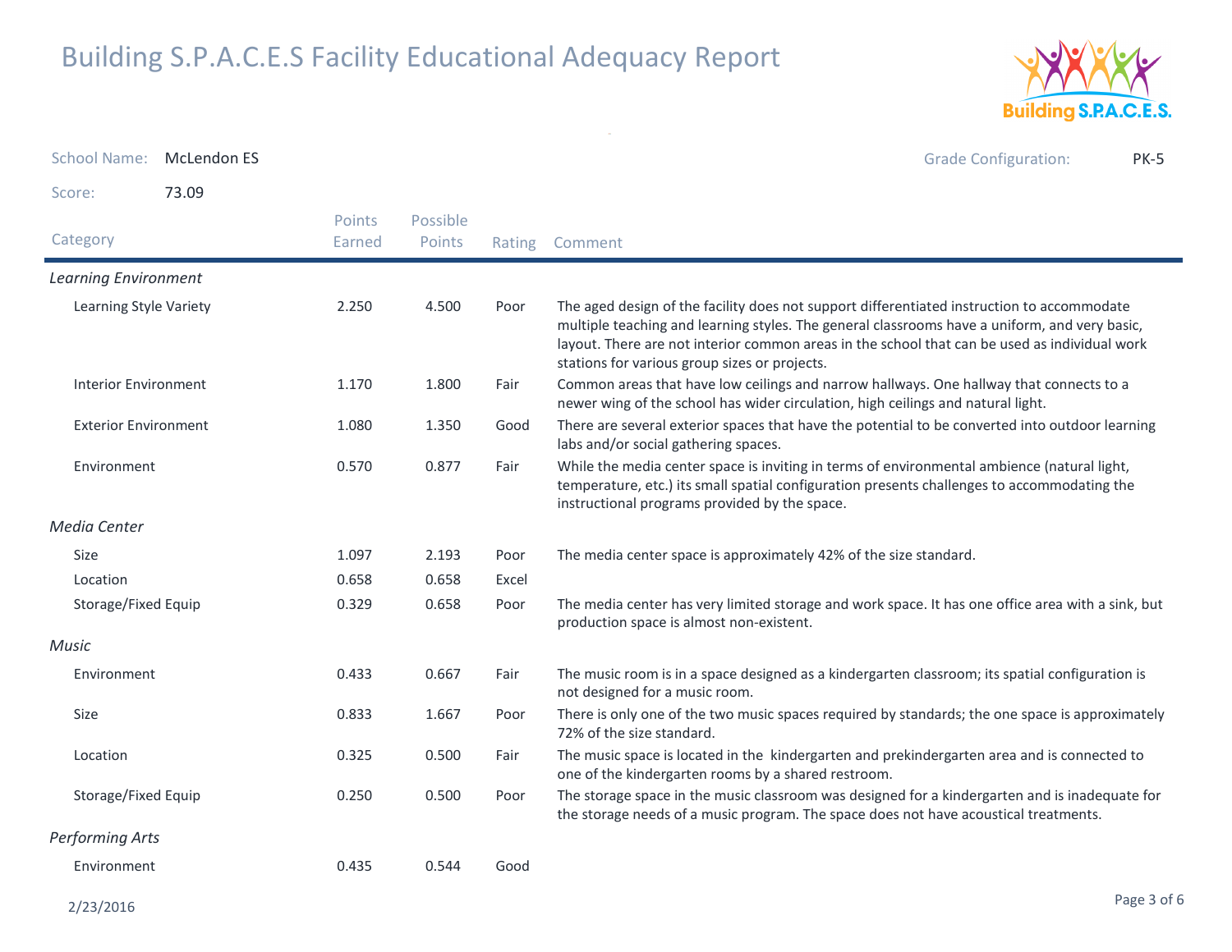# Building S.P.A.C.E.S Facility Educational Adequacy Report

School Name: McLendon ES

Grade Configuration: PK-5

Score: 73.09

| Category | Points Earned | Possible Points | Rating | Comment |
|---|---|---|---|---|
| *Learning Environment* | | | | |
| Learning Style Variety | 2.250 | 4.500 | Poor | The aged design of the facility does not support differentiated instruction to accommodate multiple teaching and learning styles. The general classrooms have a uniform, and very basic, layout. There are not interior common areas in the school that can be used as individual work stations for various group sizes or projects. |
| Interior Environment | 1.170 | 1.800 | Fair | Common areas that have low ceilings and narrow hallways. One hallway that connects to a newer wing of the school has wider circulation, high ceilings and natural light. |
| Exterior Environment | 1.080 | 1.350 | Good | There are several exterior spaces that have the potential to be converted into outdoor learning labs and/or social gathering spaces. |
| Environment | 0.570 | 0.877 | Fair | While the media center space is inviting in terms of environmental ambience (natural light, temperature, etc.) its small spatial configuration presents challenges to accommodating the instructional programs provided by the space. |
| *Media Center* | | | | |
| Size | 1.097 | 2.193 | Poor | The media center space is approximately 42% of the size standard. |
| Location | 0.658 | 0.658 | Excel | |
| Storage/Fixed Equip | 0.329 | 0.658 | Poor | The media center has very limited storage and work space. It has one office area with a sink, but production space is almost non-existent. |
| *Music* | | | | |
| Environment | 0.433 | 0.667 | Fair | The music room is in a space designed as a kindergarten classroom; its spatial configuration is not designed for a music room. |
| Size | 0.833 | 1.667 | Poor | There is only one of the two music spaces required by standards; the one space is approximately 72% of the size standard. |
| Location | 0.325 | 0.500 | Fair | The music space is located in the kindergarten and prekindergarten area and is connected to one of the kindergarten rooms by a shared restroom. |
| Storage/Fixed Equip | 0.250 | 0.500 | Poor | The storage space in the music classroom was designed for a kindergarten and is inadequate for the storage needs of a music program. The space does not have acoustical treatments. |
| *Performing Arts* | | | | |
| Environment | 0.435 | 0.544 | Good | |

2/23/2016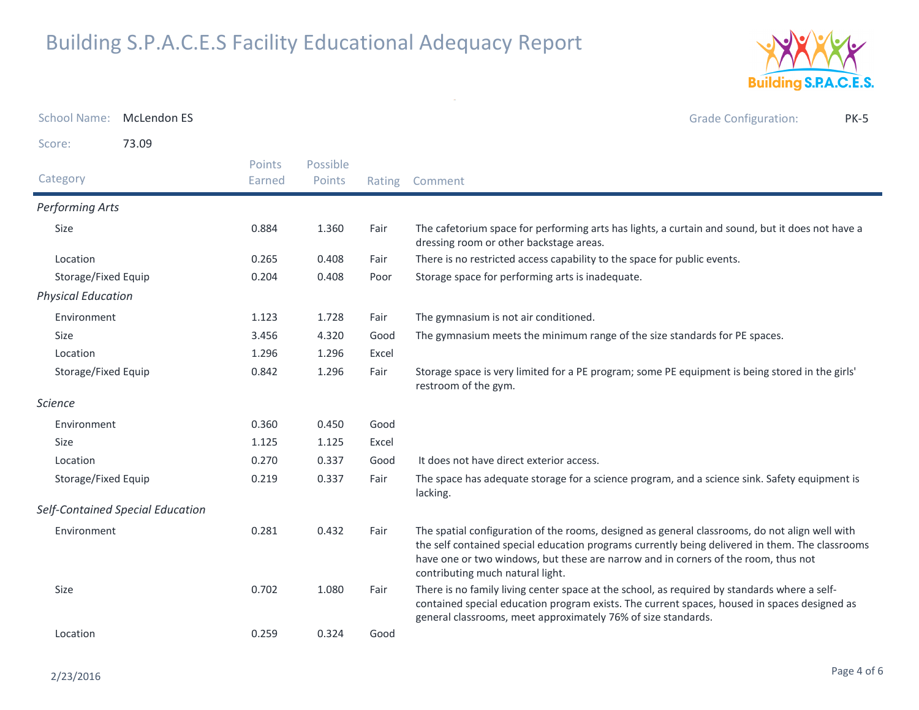# Building S.P.A.C.E.S Facility Educational Adequacy Report

School Name: McLendon ES

Grade Configuration: PK-5

Score: 73.09

| Category | Points Earned | Possible Points | Rating | Comment |
|---|---|---|---|---|
| *Performing Arts* | | | | |
| Size | 0.884 | 1.360 | Fair | The cafetorium space for performing arts has lights, a curtain and sound, but it does not have a dressing room or other backstage areas. |
| Location | 0.265 | 0.408 | Fair | There is no restricted access capability to the space for public events. |
| Storage/Fixed Equip | 0.204 | 0.408 | Poor | Storage space for performing arts is inadequate. |
| *Physical Education* | | | | |
| Environment | 1.123 | 1.728 | Fair | The gymnasium is not air conditioned. |
| Size | 3.456 | 4.320 | Good | The gymnasium meets the minimum range of the size standards for PE spaces. |
| Location | 1.296 | 1.296 | Excel | |
| Storage/Fixed Equip | 0.842 | 1.296 | Fair | Storage space is very limited for a PE program; some PE equipment is being stored in the girls' restroom of the gym. |
| *Science* | | | | |
| Environment | 0.360 | 0.450 | Good | |
| Size | 1.125 | 1.125 | Excel | |
| Location | 0.270 | 0.337 | Good | It does not have direct exterior access. |
| Storage/Fixed Equip | 0.219 | 0.337 | Fair | The space has adequate storage for a science program, and a science sink. Safety equipment is lacking. |
| *Self-Contained Special Education* | | | | |
| Environment | 0.281 | 0.432 | Fair | The spatial configuration of the rooms, designed as general classrooms, do not align well with the self contained special education programs currently being delivered in them. The classrooms have one or two windows, but these are narrow and in corners of the room, thus not contributing much natural light. |
| Size | 0.702 | 1.080 | Fair | There is no family living center space at the school, as required by standards where a self-contained special education program exists. The current spaces, housed in spaces designed as general classrooms, meet approximately 76% of size standards. |
| Location | 0.259 | 0.324 | Good | |

2/23/2016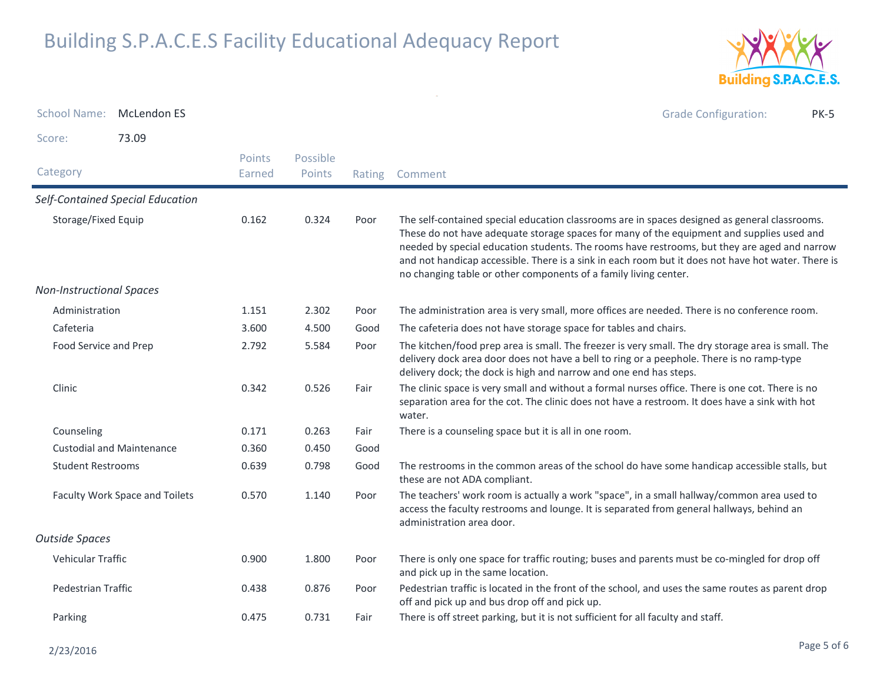# Building S.P.A.C.E.S Facility Educational Adequacy Report

School Name: McLendon ES

Grade Configuration: PK-5

Score: 73.09

| Category | Points Earned | Possible Points | Rating | Comment |
|---|---|---|---|---|
| *Self-Contained Special Education* | | | | |
| Storage/Fixed Equip | 0.162 | 0.324 | Poor | The self-contained special education classrooms are in spaces designed as general classrooms. These do not have adequate storage spaces for many of the equipment and supplies used and needed by special education students. The rooms have restrooms, but they are aged and narrow and not handicap accessible. There is a sink in each room but it does not have hot water. There is no changing table or other components of a family living center. |
| *Non-Instructional Spaces* | | | | |
| Administration | 1.151 | 2.302 | Poor | The administration area is very small, more offices are needed. There is no conference room. |
| Cafeteria | 3.600 | 4.500 | Good | The cafeteria does not have storage space for tables and chairs. |
| Food Service and Prep | 2.792 | 5.584 | Poor | The kitchen/food prep area is small. The freezer is very small. The dry storage area is small. The delivery dock area door does not have a bell to ring or a peephole. There is no ramp-type delivery dock; the dock is high and narrow and one end has steps. |
| Clinic | 0.342 | 0.526 | Fair | The clinic space is very small and without a formal nurses office. There is one cot. There is no separation area for the cot. The clinic does not have a restroom. It does have a sink with hot water. |
| Counseling | 0.171 | 0.263 | Fair | There is a counseling space but it is all in one room. |
| Custodial and Maintenance | 0.360 | 0.450 | Good | |
| Student Restrooms | 0.639 | 0.798 | Good | The restrooms in the common areas of the school do have some handicap accessible stalls, but these are not ADA compliant. |
| Faculty Work Space and Toilets | 0.570 | 1.140 | Poor | The teachers' work room is actually a work "space", in a small hallway/common area used to access the faculty restrooms and lounge. It is separated from general hallways, behind an administration area door. |
| *Outside Spaces* | | | | |
| Vehicular Traffic | 0.900 | 1.800 | Poor | There is only one space for traffic routing; buses and parents must be co-mingled for drop off and pick up in the same location. |
| Pedestrian Traffic | 0.438 | 0.876 | Poor | Pedestrian traffic is located in the front of the school, and uses the same routes as parent drop off and pick up and bus drop off and pick up. |
| Parking | 0.475 | 0.731 | Fair | There is off street parking, but it is not sufficient for all faculty and staff. |

2/23/2016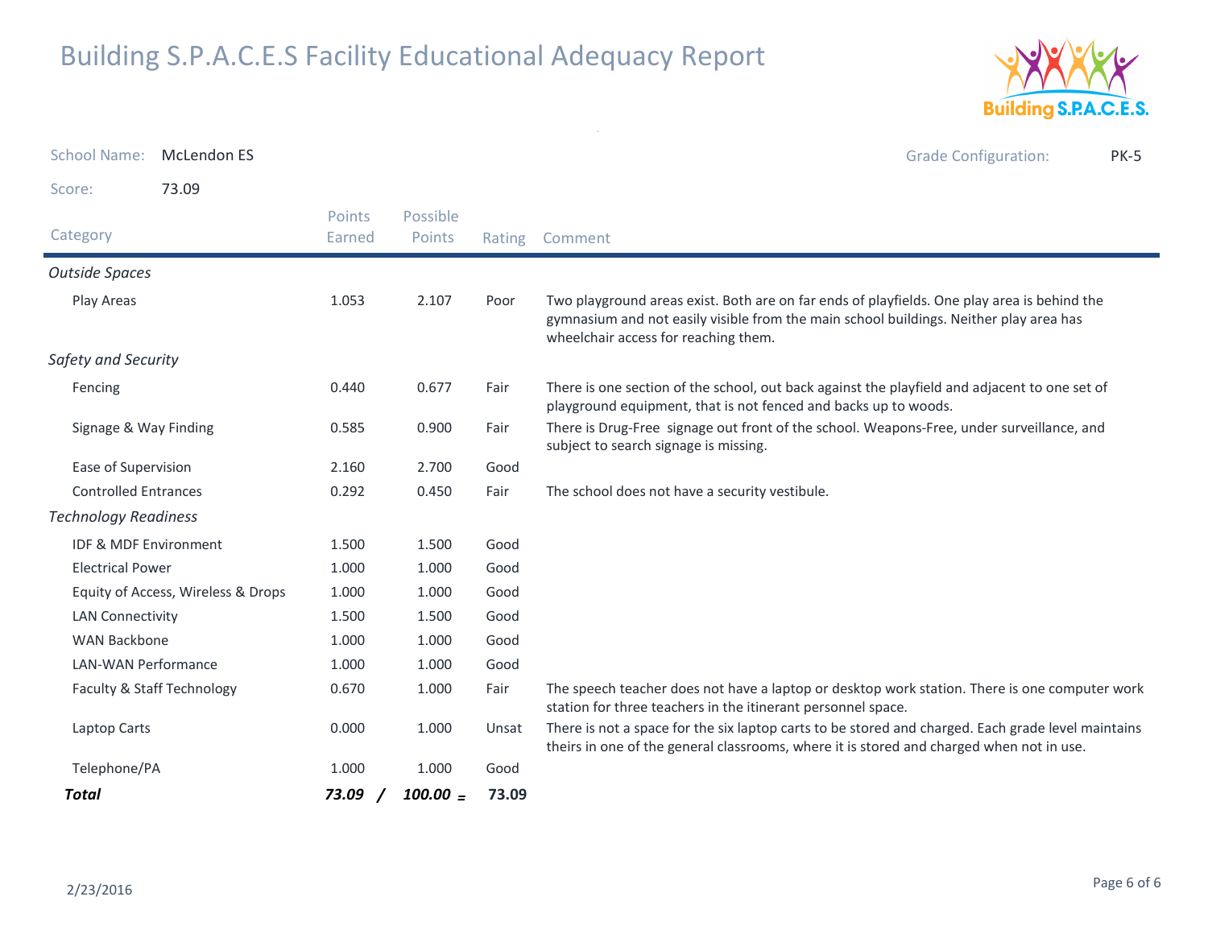# Building S.P.A.C.E.S Facility Educational Adequacy Report

School Name: McLendon ES

Grade Configuration: PK-5

Score: 73.09

| Category | Points Earned | Possible Points | Rating | Comment |
|---|---|---|---|---|
| *Outside Spaces* | | | | |
| Play Areas | 1.053 | 2.107 | Poor | Two playground areas exist. Both are on far ends of playfields. One play area is behind the gymnasium and not easily visible from the main school buildings. Neither play area has wheelchair access for reaching them. |
| *Safety and Security* | | | | |
| Fencing | 0.440 | 0.677 | Fair | There is one section of the school, out back against the playfield and adjacent to one set of playground equipment, that is not fenced and backs up to woods. |
| Signage & Way Finding | 0.585 | 0.900 | Fair | There is Drug-Free signage out front of the school. Weapons-Free, under surveillance, and subject to search signage is missing. |
| Ease of Supervision | 2.160 | 2.700 | Good | |
| Controlled Entrances | 0.292 | 0.450 | Fair | The school does not have a security vestibule. |
| *Technology Readiness* | | | | |
| IDF & MDF Environment | 1.500 | 1.500 | Good | |
| Electrical Power | 1.000 | 1.000 | Good | |
| Equity of Access, Wireless & Drops | 1.000 | 1.000 | Good | |
| LAN Connectivity | 1.500 | 1.500 | Good | |
| WAN Backbone | 1.000 | 1.000 | Good | |
| LAN-WAN Performance | 1.000 | 1.000 | Good | |
| Faculty & Staff Technology | 0.670 | 1.000 | Fair | The speech teacher does not have a laptop or desktop work station. There is one computer work station for three teachers in the itinerant personnel space. |
| Laptop Carts | 0.000 | 1.000 | Unsat | There is not a space for the six laptop carts to be stored and charged. Each grade level maintains theirs in one of the general classrooms, where it is stored and charged when not in use. |
| Telephone/PA | 1.000 | 1.000 | Good | |
| ***Total*** | ***73.09 /*** | ***100.00 =*** | **73.09** | |

2/23/2016